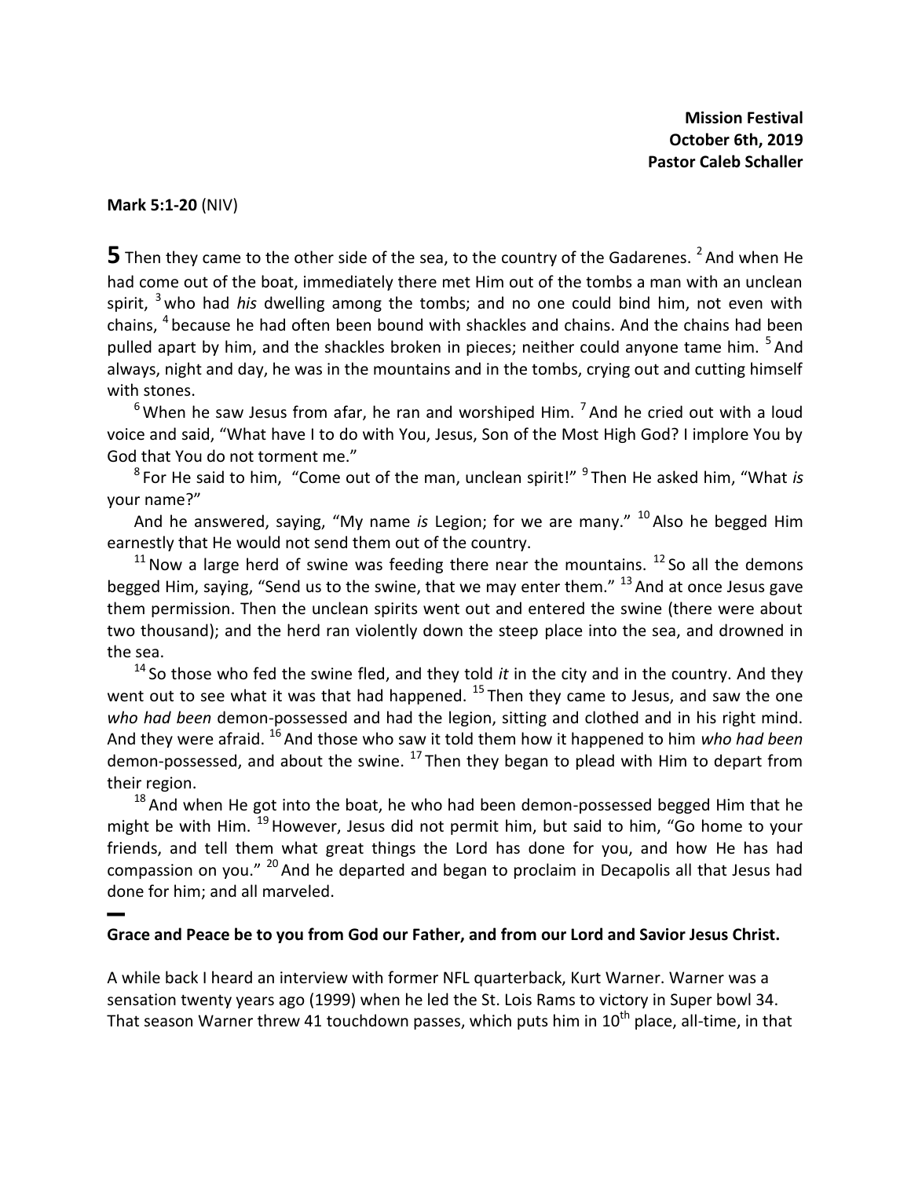**Mission Festival**
**October 6th, 2019**
**Pastor Caleb Schaller**

**Mark 5:1-20** (NIV)

**5** Then they came to the other side of the sea, to the country of the Gadarenes. [2] And when He had come out of the boat, immediately there met Him out of the tombs a man with an unclean spirit, [3] who had *his* dwelling among the tombs; and no one could bind him, not even with chains, [4] because he had often been bound with shackles and chains. And the chains had been pulled apart by him, and the shackles broken in pieces; neither could anyone tame him. [5] And always, night and day, he was in the mountains and in the tombs, crying out and cutting himself with stones.

[6] When he saw Jesus from afar, he ran and worshiped Him. [7] And he cried out with a loud voice and said, "What have I to do with You, Jesus, Son of the Most High God? I implore You by God that You do not torment me."

[8] For He said to him, "Come out of the man, unclean spirit!" [9] Then He asked him, "What *is* your name?"

And he answered, saying, "My name *is* Legion; for we are many." [10] Also he begged Him earnestly that He would not send them out of the country.

[11] Now a large herd of swine was feeding there near the mountains. [12] So all the demons begged Him, saying, "Send us to the swine, that we may enter them." [13] And at once Jesus gave them permission. Then the unclean spirits went out and entered the swine (there were about two thousand); and the herd ran violently down the steep place into the sea, and drowned in the sea.

[14] So those who fed the swine fled, and they told *it* in the city and in the country. And they went out to see what it was that had happened. [15] Then they came to Jesus, and saw the one *who had been* demon-possessed and had the legion, sitting and clothed and in his right mind. And they were afraid. [16] And those who saw it told them how it happened to him *who had been* demon-possessed, and about the swine. [17] Then they began to plead with Him to depart from their region.

[18] And when He got into the boat, he who had been demon-possessed begged Him that he might be with Him. [19] However, Jesus did not permit him, but said to him, "Go home to your friends, and tell them what great things the Lord has done for you, and how He has had compassion on you." [20] And he departed and began to proclaim in Decapolis all that Jesus had done for him; and all marveled.

---

**Grace and Peace be to you from God our Father, and from our Lord and Savior Jesus Christ.**

A while back I heard an interview with former NFL quarterback, Kurt Warner. Warner was a sensation twenty years ago (1999) when he led the St. Lois Rams to victory in Super bowl 34. That season Warner threw 41 touchdown passes, which puts him in 10th place, all-time, in that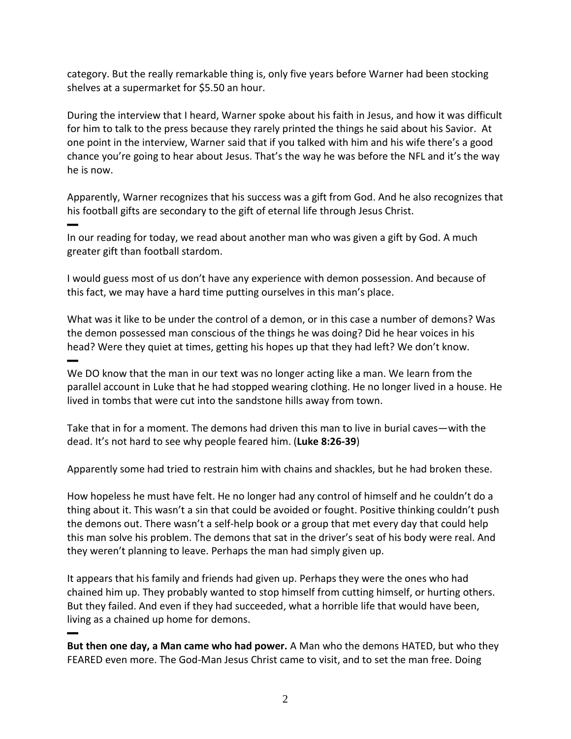category. But the really remarkable thing is, only five years before Warner had been stocking shelves at a supermarket for $5.50 an hour.

During the interview that I heard, Warner spoke about his faith in Jesus, and how it was difficult for him to talk to the press because they rarely printed the things he said about his Savior. At one point in the interview, Warner said that if you talked with him and his wife there's a good chance you're going to hear about Jesus. That's the way he was before the NFL and it's the way he is now.

Apparently, Warner recognizes that his success was a gift from God. And he also recognizes that his football gifts are secondary to the gift of eternal life through Jesus Christ.

▬

In our reading for today, we read about another man who was given a gift by God. A much greater gift than football stardom.

I would guess most of us don't have any experience with demon possession. And because of this fact, we may have a hard time putting ourselves in this man's place.

What was it like to be under the control of a demon, or in this case a number of demons? Was the demon possessed man conscious of the things he was doing? Did he hear voices in his head? Were they quiet at times, getting his hopes up that they had left? We don't know.

▬

We DO know that the man in our text was no longer acting like a man. We learn from the parallel account in Luke that he had stopped wearing clothing. He no longer lived in a house. He lived in tombs that were cut into the sandstone hills away from town.

Take that in for a moment. The demons had driven this man to live in burial caves—with the dead. It's not hard to see why people feared him. (**Luke 8:26-39**)

Apparently some had tried to restrain him with chains and shackles, but he had broken these.

How hopeless he must have felt. He no longer had any control of himself and he couldn't do a thing about it. This wasn't a sin that could be avoided or fought. Positive thinking couldn't push the demons out. There wasn't a self-help book or a group that met every day that could help this man solve his problem. The demons that sat in the driver's seat of his body were real. And they weren't planning to leave. Perhaps the man had simply given up.

It appears that his family and friends had given up. Perhaps they were the ones who had chained him up. They probably wanted to stop himself from cutting himself, or hurting others. But they failed. And even if they had succeeded, what a horrible life that would have been, living as a chained up home for demons.

▬

**But then one day, a Man came who had power.** A Man who the demons HATED, but who they FEARED even more. The God-Man Jesus Christ came to visit, and to set the man free. Doing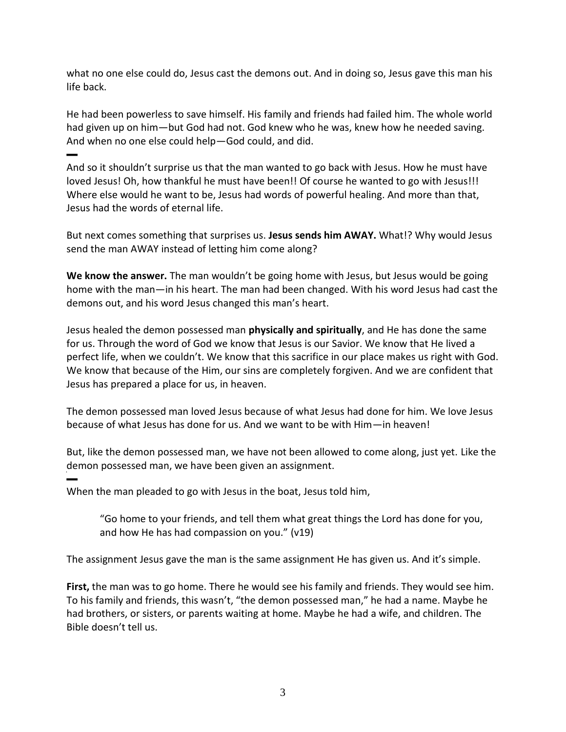what no one else could do, Jesus cast the demons out. And in doing so, Jesus gave this man his life back.

He had been powerless to save himself. His family and friends had failed him. The whole world had given up on him—but God had not. God knew who he was, knew how he needed saving. And when no one else could help—God could, and did.

▬

And so it shouldn't surprise us that the man wanted to go back with Jesus. How he must have loved Jesus! Oh, how thankful he must have been!! Of course he wanted to go with Jesus!!! Where else would he want to be, Jesus had words of powerful healing. And more than that, Jesus had the words of eternal life.

But next comes something that surprises us. **Jesus sends him AWAY.** What!? Why would Jesus send the man AWAY instead of letting him come along?

**We know the answer.** The man wouldn't be going home with Jesus, but Jesus would be going home with the man—in his heart. The man had been changed. With his word Jesus had cast the demons out, and his word Jesus changed this man's heart.

Jesus healed the demon possessed man **physically and spiritually**, and He has done the same for us. Through the word of God we know that Jesus is our Savior. We know that He lived a perfect life, when we couldn't. We know that this sacrifice in our place makes us right with God. We know that because of the Him, our sins are completely forgiven. And we are confident that Jesus has prepared a place for us, in heaven.

The demon possessed man loved Jesus because of what Jesus had done for him. We love Jesus because of what Jesus has done for us. And we want to be with Him—in heaven!

But, like the demon possessed man, we have not been allowed to come along, just yet. Like the demon possessed man, we have been given an assignment.

▬

When the man pleaded to go with Jesus in the boat, Jesus told him,

> "Go home to your friends, and tell them what great things the Lord has done for you, and how He has had compassion on you." (v19)

The assignment Jesus gave the man is the same assignment He has given us. And it's simple.

**First,** the man was to go home. There he would see his family and friends. They would see him. To his family and friends, this wasn't, "the demon possessed man," he had a name. Maybe he had brothers, or sisters, or parents waiting at home. Maybe he had a wife, and children. The Bible doesn't tell us.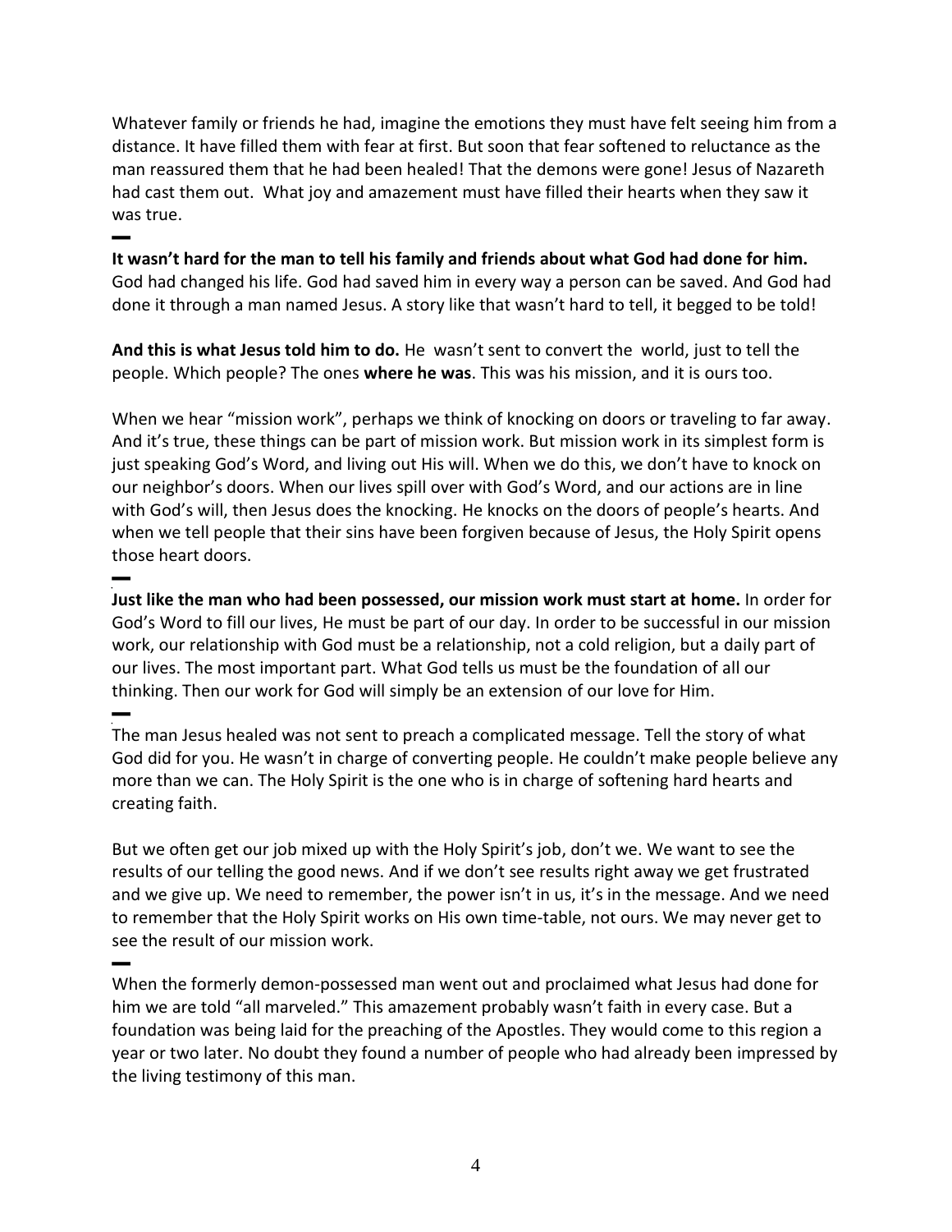Whatever family or friends he had, imagine the emotions they must have felt seeing him from a distance. It have filled them with fear at first. But soon that fear softened to reluctance as the man reassured them that he had been healed! That the demons were gone! Jesus of Nazareth had cast them out. What joy and amazement must have filled their hearts when they saw it was true.

▬

**It wasn't hard for the man to tell his family and friends about what God had done for him.** God had changed his life. God had saved him in every way a person can be saved. And God had done it through a man named Jesus. A story like that wasn't hard to tell, it begged to be told!

**And this is what Jesus told him to do.** He wasn't sent to convert the world, just to tell the people. Which people? The ones **where he was**. This was his mission, and it is ours too.

When we hear "mission work", perhaps we think of knocking on doors or traveling to far away. And it's true, these things can be part of mission work. But mission work in its simplest form is just speaking God's Word, and living out His will. When we do this, we don't have to knock on our neighbor's doors. When our lives spill over with God's Word, and our actions are in line with God's will, then Jesus does the knocking. He knocks on the doors of people's hearts. And when we tell people that their sins have been forgiven because of Jesus, the Holy Spirit opens those heart doors.

▬

**Just like the man who had been possessed, our mission work must start at home.** In order for God's Word to fill our lives, He must be part of our day. In order to be successful in our mission work, our relationship with God must be a relationship, not a cold religion, but a daily part of our lives. The most important part. What God tells us must be the foundation of all our thinking. Then our work for God will simply be an extension of our love for Him.

▬

The man Jesus healed was not sent to preach a complicated message. Tell the story of what God did for you. He wasn't in charge of converting people. He couldn't make people believe any more than we can. The Holy Spirit is the one who is in charge of softening hard hearts and creating faith.

But we often get our job mixed up with the Holy Spirit's job, don't we. We want to see the results of our telling the good news. And if we don't see results right away we get frustrated and we give up. We need to remember, the power isn't in us, it's in the message. And we need to remember that the Holy Spirit works on His own time-table, not ours. We may never get to see the result of our mission work.

▬

When the formerly demon-possessed man went out and proclaimed what Jesus had done for him we are told "all marveled." This amazement probably wasn't faith in every case. But a foundation was being laid for the preaching of the Apostles. They would come to this region a year or two later. No doubt they found a number of people who had already been impressed by the living testimony of this man.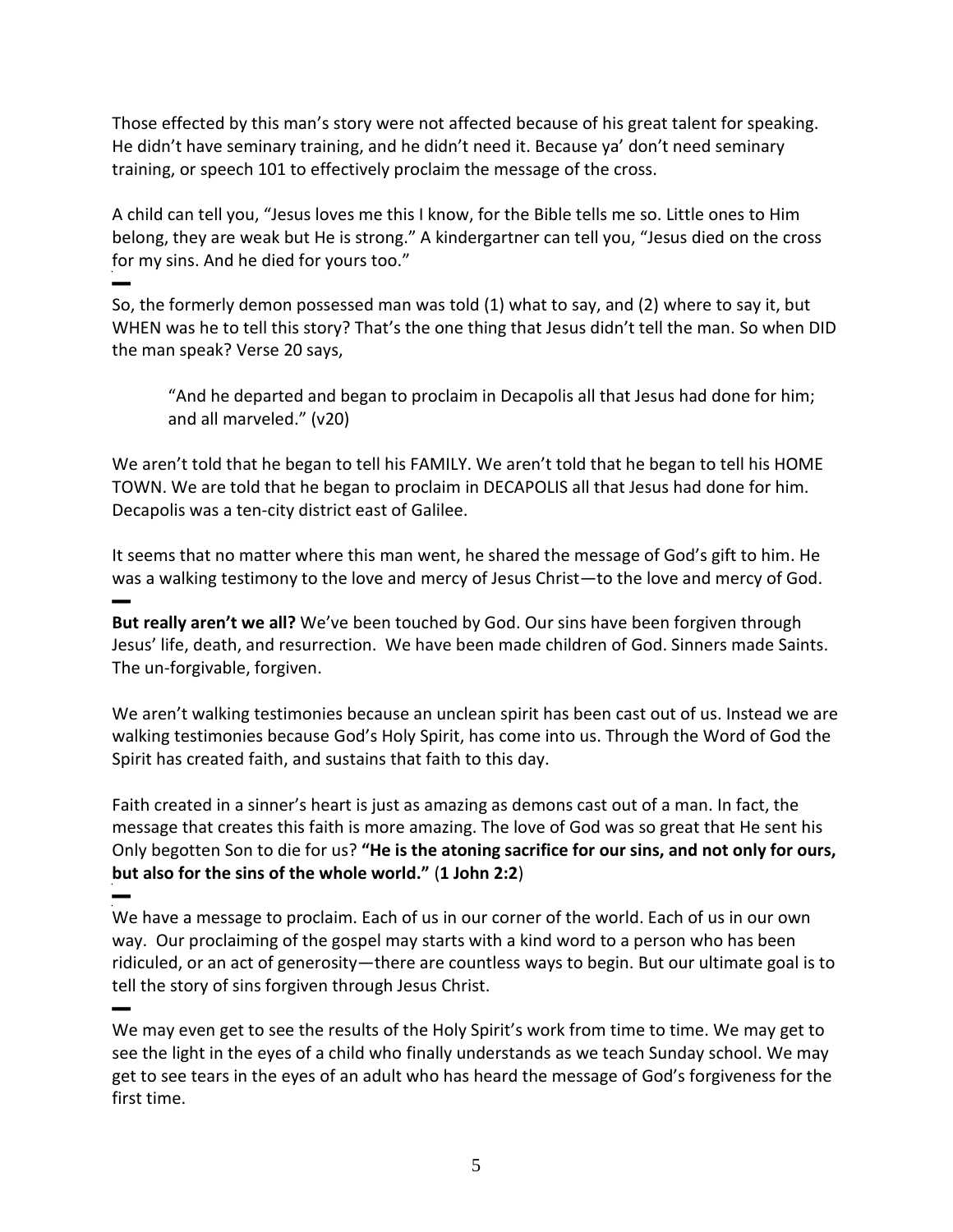Those effected by this man's story were not affected because of his great talent for speaking. He didn't have seminary training, and he didn't need it. Because ya' don't need seminary training, or speech 101 to effectively proclaim the message of the cross.

A child can tell you, "Jesus loves me this I know, for the Bible tells me so. Little ones to Him belong, they are weak but He is strong." A kindergartner can tell you, "Jesus died on the cross for my sins. And he died for yours too."

▬

So, the formerly demon possessed man was told (1) what to say, and (2) where to say it, but WHEN was he to tell this story? That's the one thing that Jesus didn't tell the man. So when DID the man speak? Verse 20 says,

> "And he departed and began to proclaim in Decapolis all that Jesus had done for him; and all marveled." (v20)

We aren't told that he began to tell his FAMILY. We aren't told that he began to tell his HOME TOWN. We are told that he began to proclaim in DECAPOLIS all that Jesus had done for him. Decapolis was a ten-city district east of Galilee.

It seems that no matter where this man went, he shared the message of God's gift to him. He was a walking testimony to the love and mercy of Jesus Christ—to the love and mercy of God.

▬

**But really aren't we all?** We've been touched by God. Our sins have been forgiven through Jesus' life, death, and resurrection. We have been made children of God. Sinners made Saints. The un-forgivable, forgiven.

We aren't walking testimonies because an unclean spirit has been cast out of us. Instead we are walking testimonies because God's Holy Spirit, has come into us. Through the Word of God the Spirit has created faith, and sustains that faith to this day.

Faith created in a sinner's heart is just as amazing as demons cast out of a man. In fact, the message that creates this faith is more amazing. The love of God was so great that He sent his Only begotten Son to die for us? **"He is the atoning sacrifice for our sins, and not only for ours, but also for the sins of the whole world."** (**1 John 2:2**)

▬

We have a message to proclaim. Each of us in our corner of the world. Each of us in our own way. Our proclaiming of the gospel may starts with a kind word to a person who has been ridiculed, or an act of generosity—there are countless ways to begin. But our ultimate goal is to tell the story of sins forgiven through Jesus Christ.

▬

We may even get to see the results of the Holy Spirit's work from time to time. We may get to see the light in the eyes of a child who finally understands as we teach Sunday school. We may get to see tears in the eyes of an adult who has heard the message of God's forgiveness for the first time.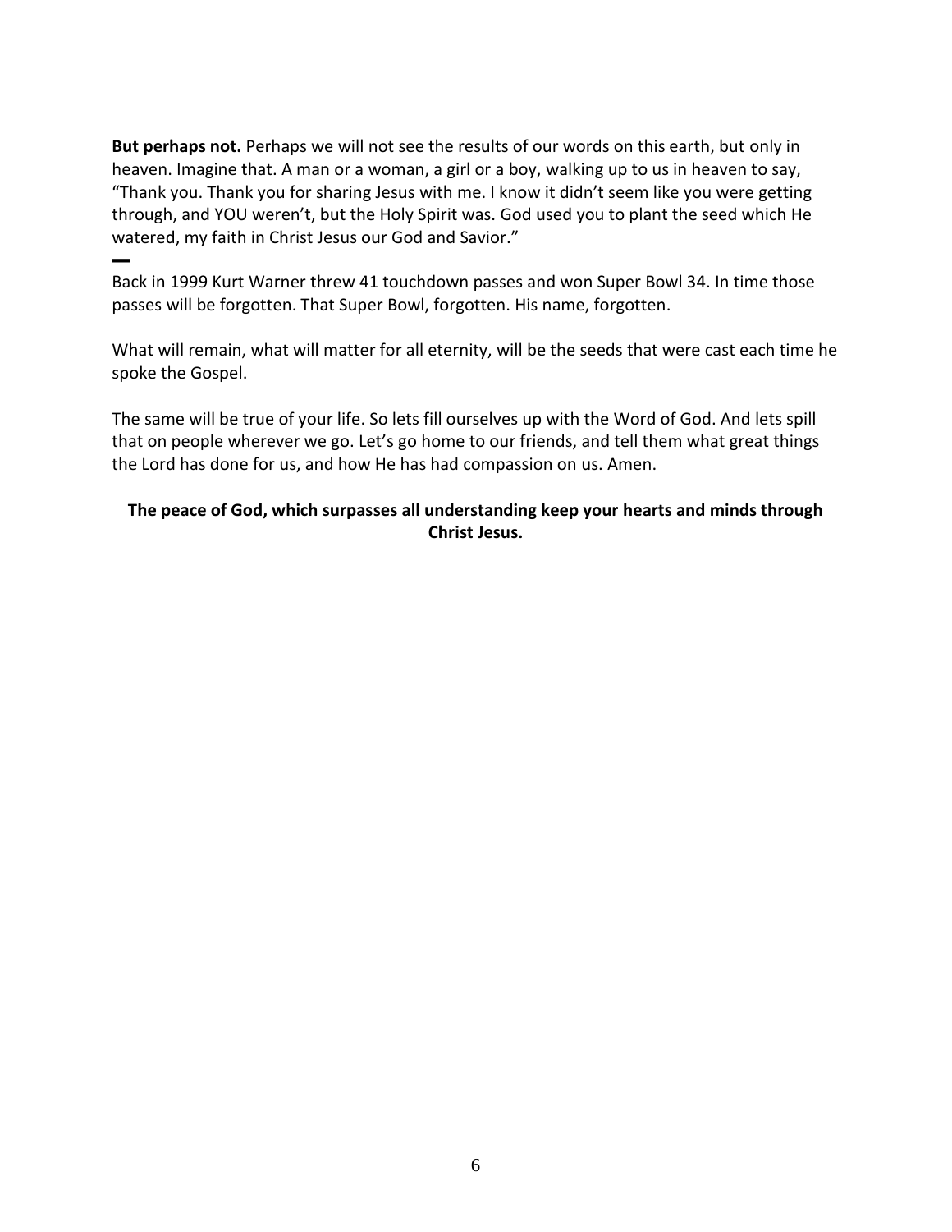**But perhaps not.** Perhaps we will not see the results of our words on this earth, but only in heaven. Imagine that. A man or a woman, a girl or a boy, walking up to us in heaven to say, "Thank you. Thank you for sharing Jesus with me. I know it didn't seem like you were getting through, and YOU weren't, but the Holy Spirit was. God used you to plant the seed which He watered, my faith in Christ Jesus our God and Savior."

▬

Back in 1999 Kurt Warner threw 41 touchdown passes and won Super Bowl 34. In time those passes will be forgotten. That Super Bowl, forgotten. His name, forgotten.

What will remain, what will matter for all eternity, will be the seeds that were cast each time he spoke the Gospel.

The same will be true of your life. So lets fill ourselves up with the Word of God. And lets spill that on people wherever we go. Let's go home to our friends, and tell them what great things the Lord has done for us, and how He has had compassion on us. Amen.

**The peace of God, which surpasses all understanding keep your hearts and minds through Christ Jesus.**